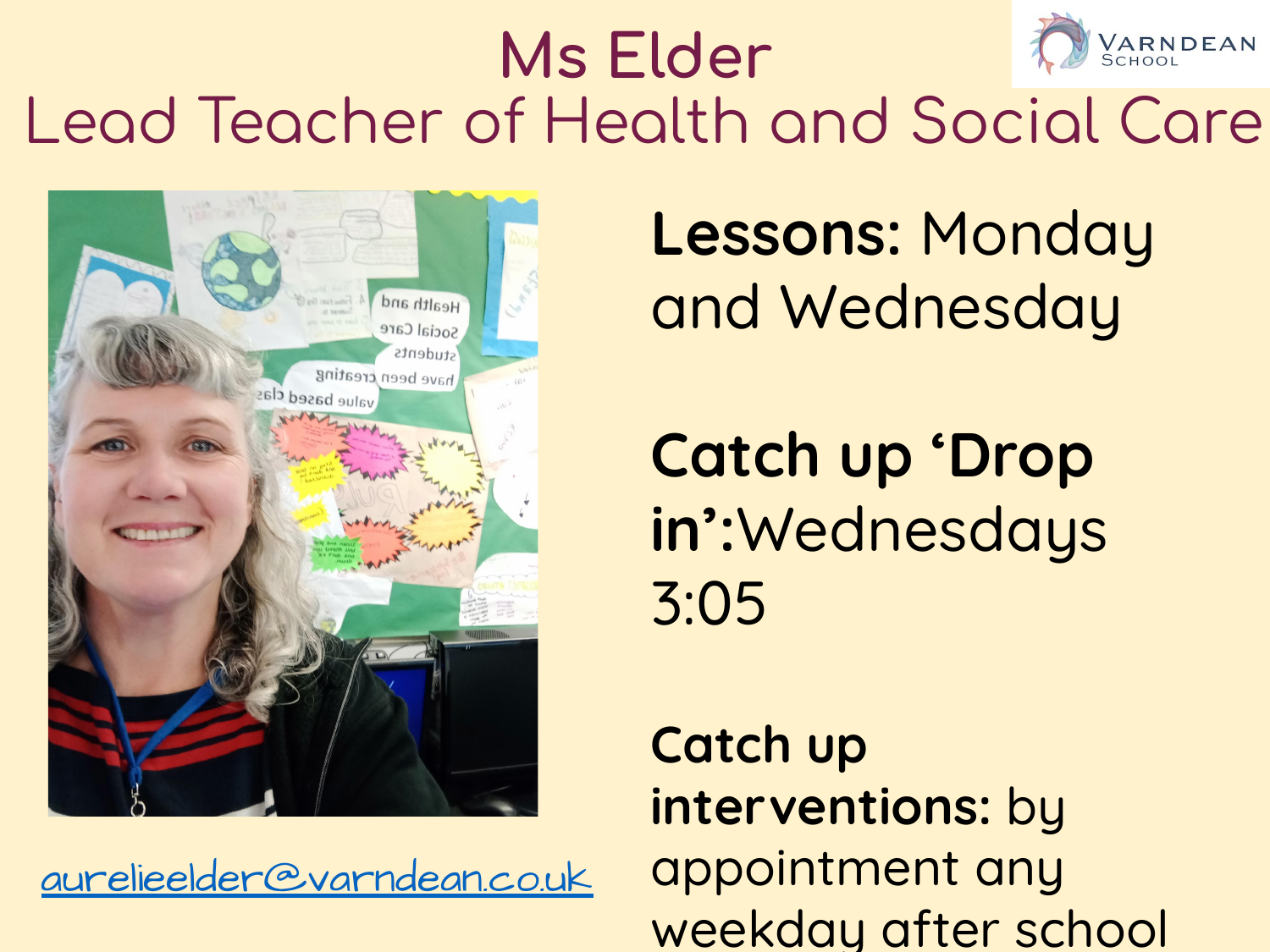# Ms Elder

## Lead Teacher of Health and Social Care

aurelieelder@varndean.co.uk

**Lessons:** Monday and Wednesday

**Catch up 'Drop in':** Wednesdays 3:05

**Catch up interventions:** by appointment any weekday after school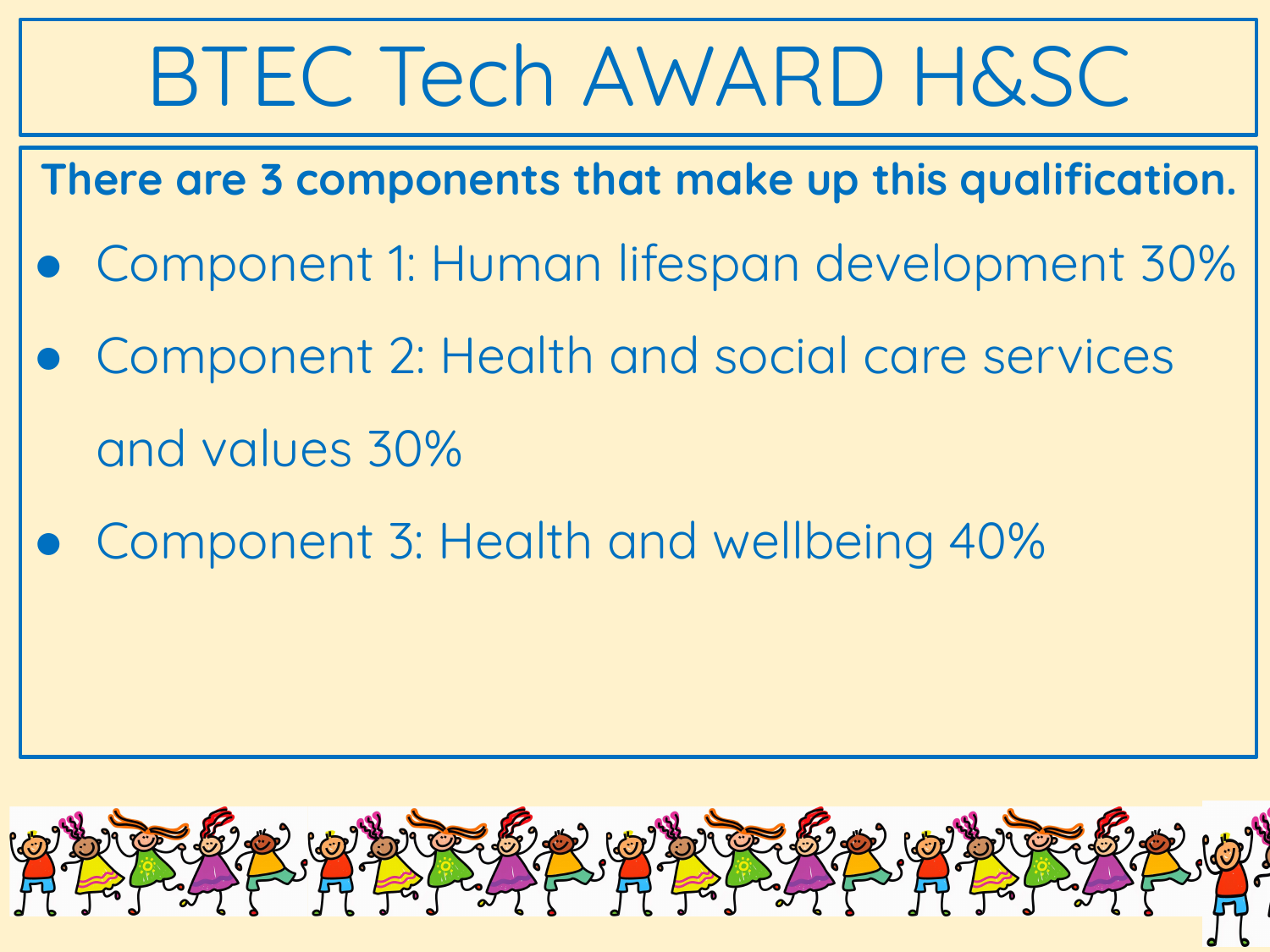# BTEC Tech AWARD H&SC

**There are 3 components that make up this qualification.**

- Component 1: Human lifespan development 30%
- Component 2: Health and social care services and values 30%
- Component 3: Health and wellbeing 40%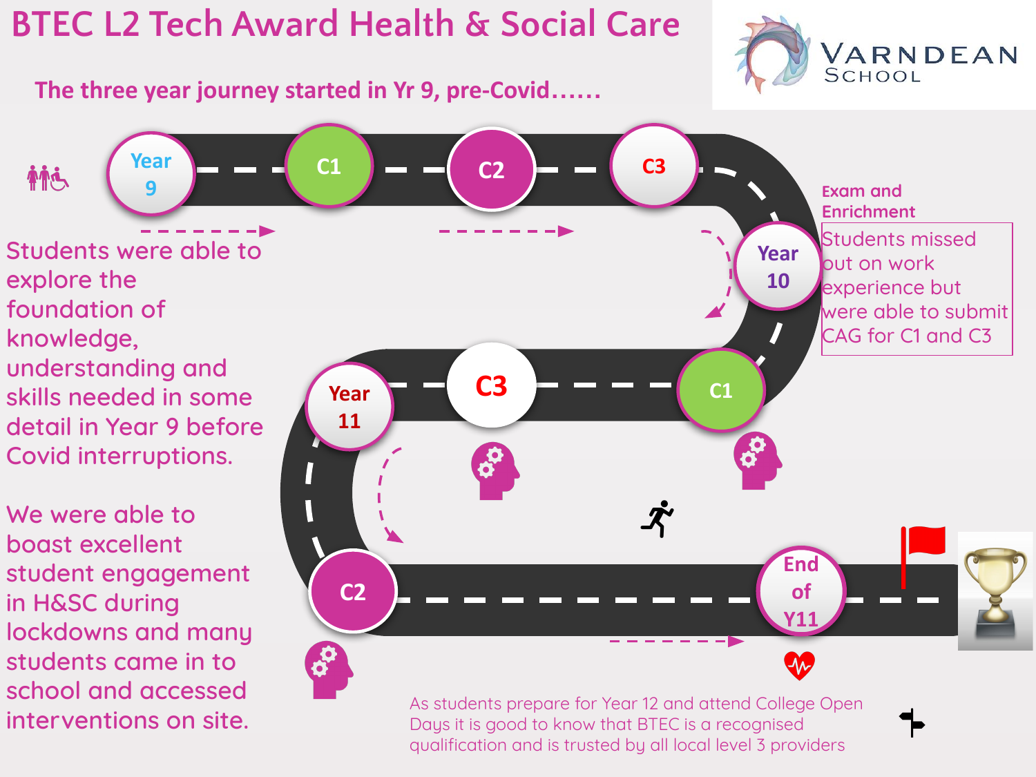# BTEC L2 Tech Award Health & Social Care

## The three year journey started in Yr 9, pre-Covid……

Year 9 → C1 → C2 → C3 → Year 10 → C1 → C3 → Year 11 → C2 → End of Y11

Students were able to explore the foundation of knowledge, understanding and skills needed in some detail in Year 9 before Covid interruptions.

We were able to boast excellent student engagement in H&SC during lockdowns and many students came in to school and accessed interventions on site.

**Exam and Enrichment**

Students missed out on work experience but were able to submit CAG for C1 and C3

As students prepare for Year 12 and attend College Open Days it is good to know that BTEC is a recognised qualification and is trusted by all local level 3 providers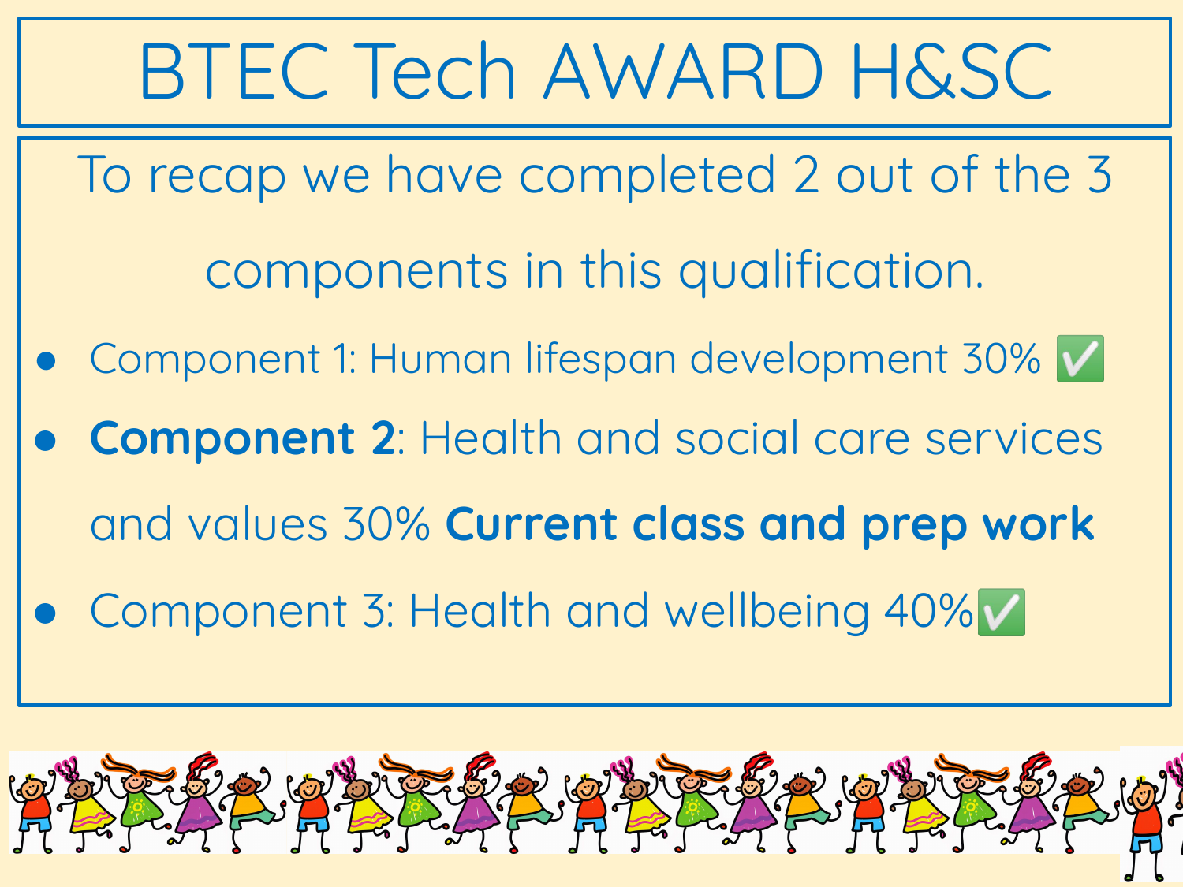# BTEC Tech AWARD H&SC

To recap we have completed 2 out of the 3 components in this qualification.

- Component 1: Human lifespan development 30% ✅
- **Component 2**: Health and social care services and values 30% **Current class and prep work**
- Component 3: Health and wellbeing 40%✅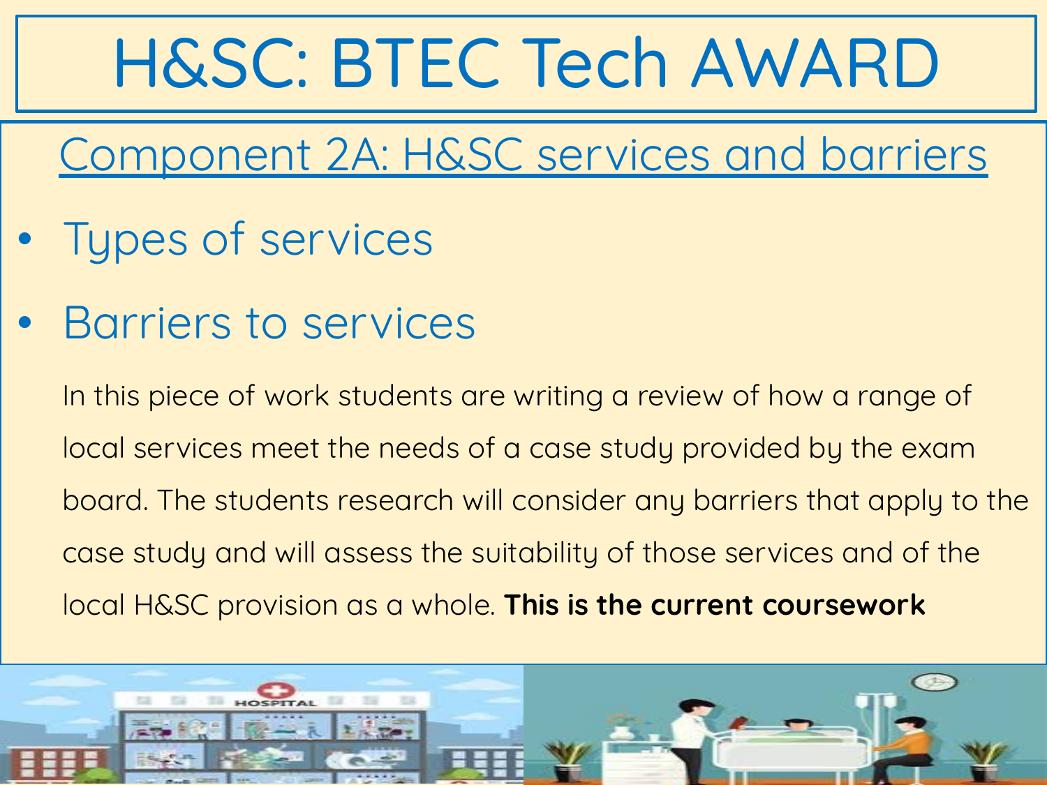# H&SC: BTEC Tech AWARD

## Component 2A: H&SC services and barriers

- Types of services
- Barriers to services

In this piece of work students are writing a review of how a range of local services meet the needs of a case study provided by the exam board. The students research will consider any barriers that apply to the case study and will assess the suitability of those services and of the local H&SC provision as a whole. **This is the current coursework**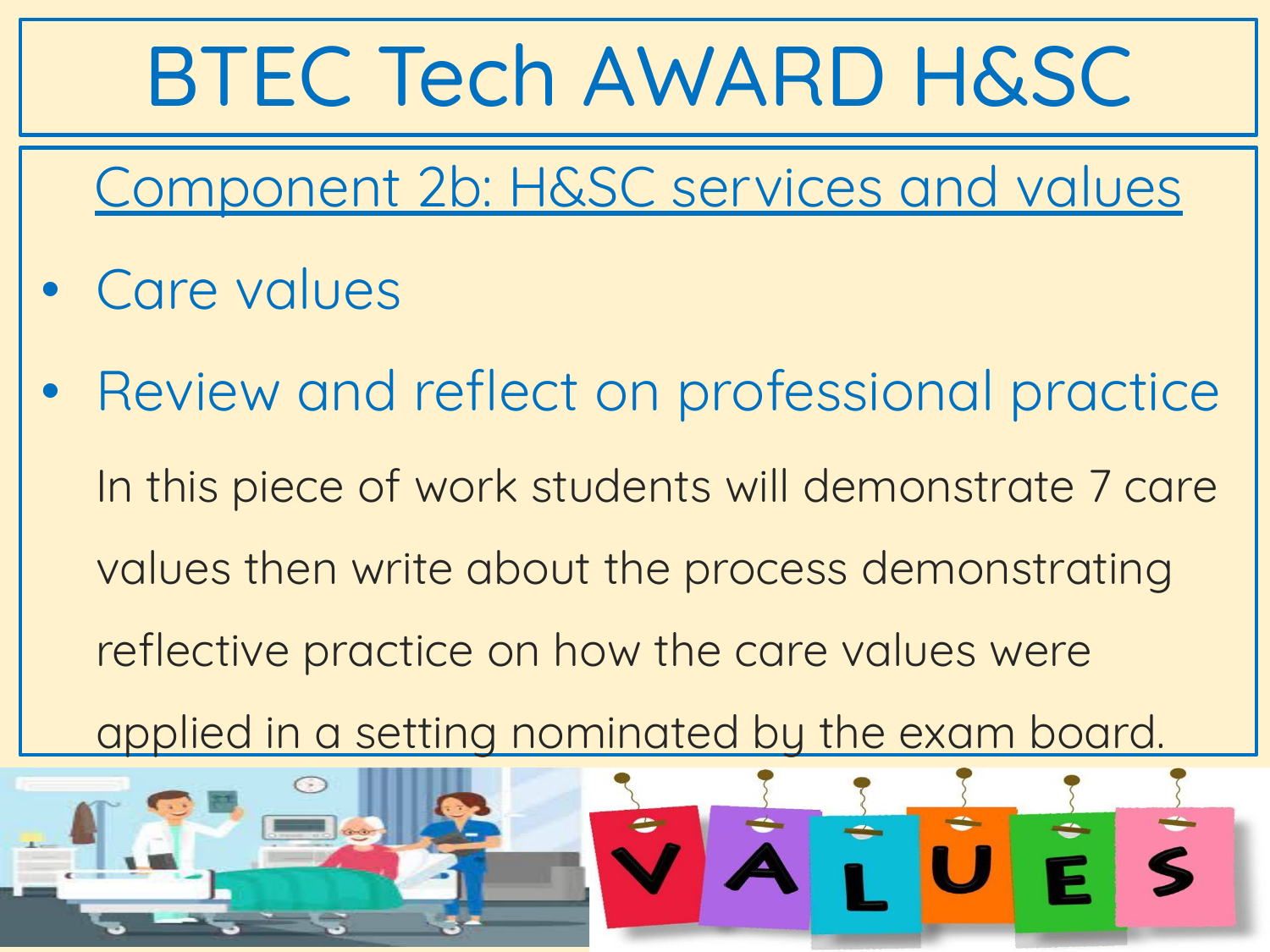# BTEC Tech AWARD H&SC

## Component 2b: H&SC services and values

- Care values
- Review and reflect on professional practice

In this piece of work students will demonstrate 7 care values then write about the process demonstrating reflective practice on how the care values were applied in a setting nominated by the exam board.